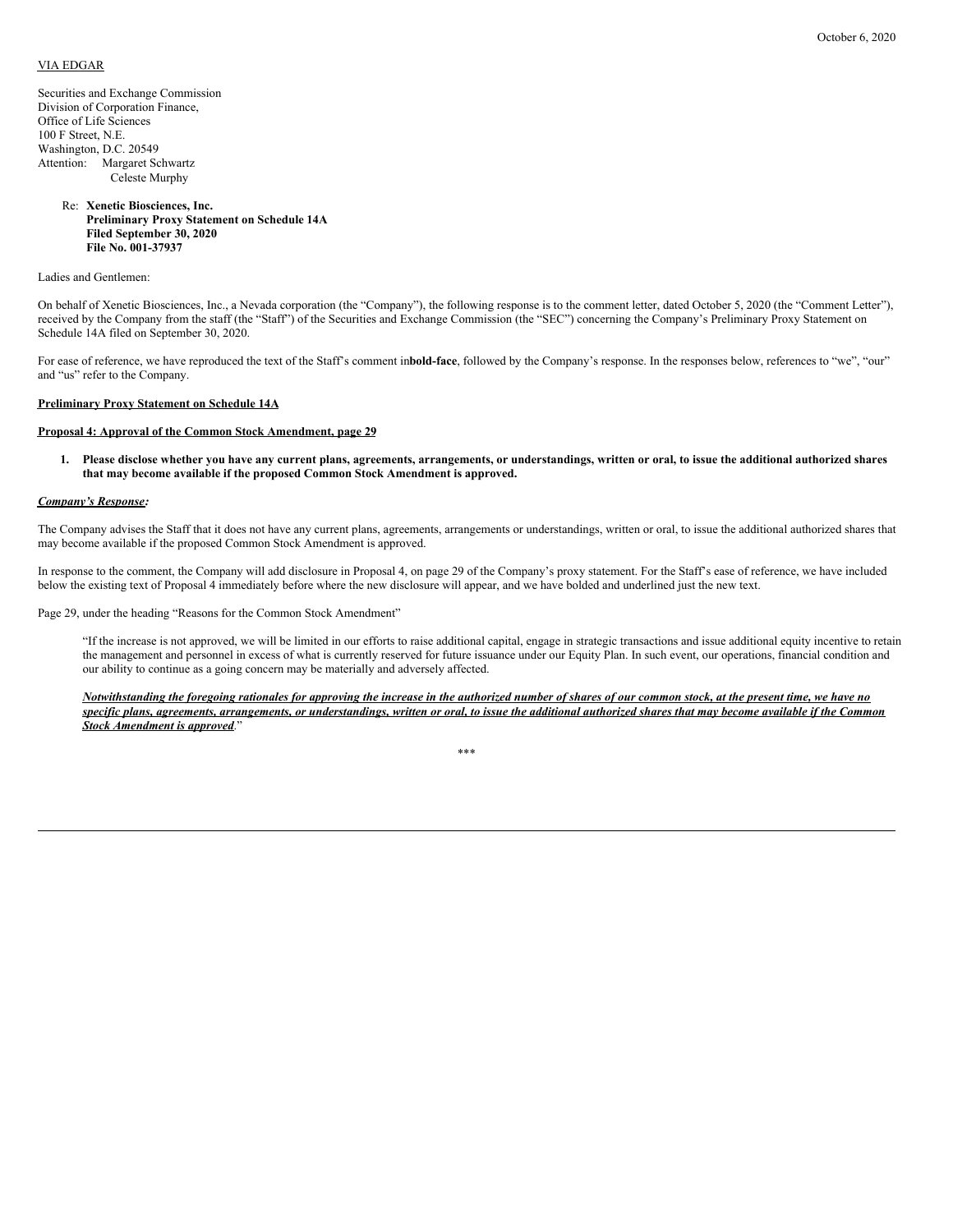October 6, 2020

VIA EDGAR

Securities and Exchange Commission
Division of Corporation Finance,
Office of Life Sciences
100 F Street, N.E.
Washington, D.C. 20549
Attention: Margaret Schwartz
Celeste Murphy

Re: **Xenetic Biosciences, Inc.**
**Preliminary Proxy Statement on Schedule 14A**
**Filed September 30, 2020**
**File No. 001-37937**

Ladies and Gentlemen:

On behalf of Xenetic Biosciences, Inc., a Nevada corporation (the "Company"), the following response is to the comment letter, dated October 5, 2020 (the "Comment Letter"), received by the Company from the staff (the "Staff") of the Securities and Exchange Commission (the "SEC") concerning the Company's Preliminary Proxy Statement on Schedule 14A filed on September 30, 2020.

For ease of reference, we have reproduced the text of the Staff's comment in **bold-face**, followed by the Company's response. In the responses below, references to "we", "our" and "us" refer to the Company.

**Preliminary Proxy Statement on Schedule 14A**

**Proposal 4: Approval of the Common Stock Amendment, page 29**

1. **Please disclose whether you have any current plans, agreements, arrangements, or understandings, written or oral, to issue the additional authorized shares that may become available if the proposed Common Stock Amendment is approved.**

***Company's Response:***

The Company advises the Staff that it does not have any current plans, agreements, arrangements or understandings, written or oral, to issue the additional authorized shares that may become available if the proposed Common Stock Amendment is approved.

In response to the comment, the Company will add disclosure in Proposal 4, on page 29 of the Company's proxy statement. For the Staff's ease of reference, we have included below the existing text of Proposal 4 immediately before where the new disclosure will appear, and we have bolded and underlined just the new text.

Page 29, under the heading "Reasons for the Common Stock Amendment"

> "If the increase is not approved, we will be limited in our efforts to raise additional capital, engage in strategic transactions and issue additional equity incentive to retain the management and personnel in excess of what is currently reserved for future issuance under our Equity Plan. In such event, our operations, financial condition and our ability to continue as a going concern may be materially and adversely affected.
>
> ***Notwithstanding the foregoing rationales for approving the increase in the authorized number of shares of our common stock, at the present time, we have no specific plans, agreements, arrangements, or understandings, written or oral, to issue the additional authorized shares that may become available if the Common Stock Amendment is approved*.**"

\*\*\*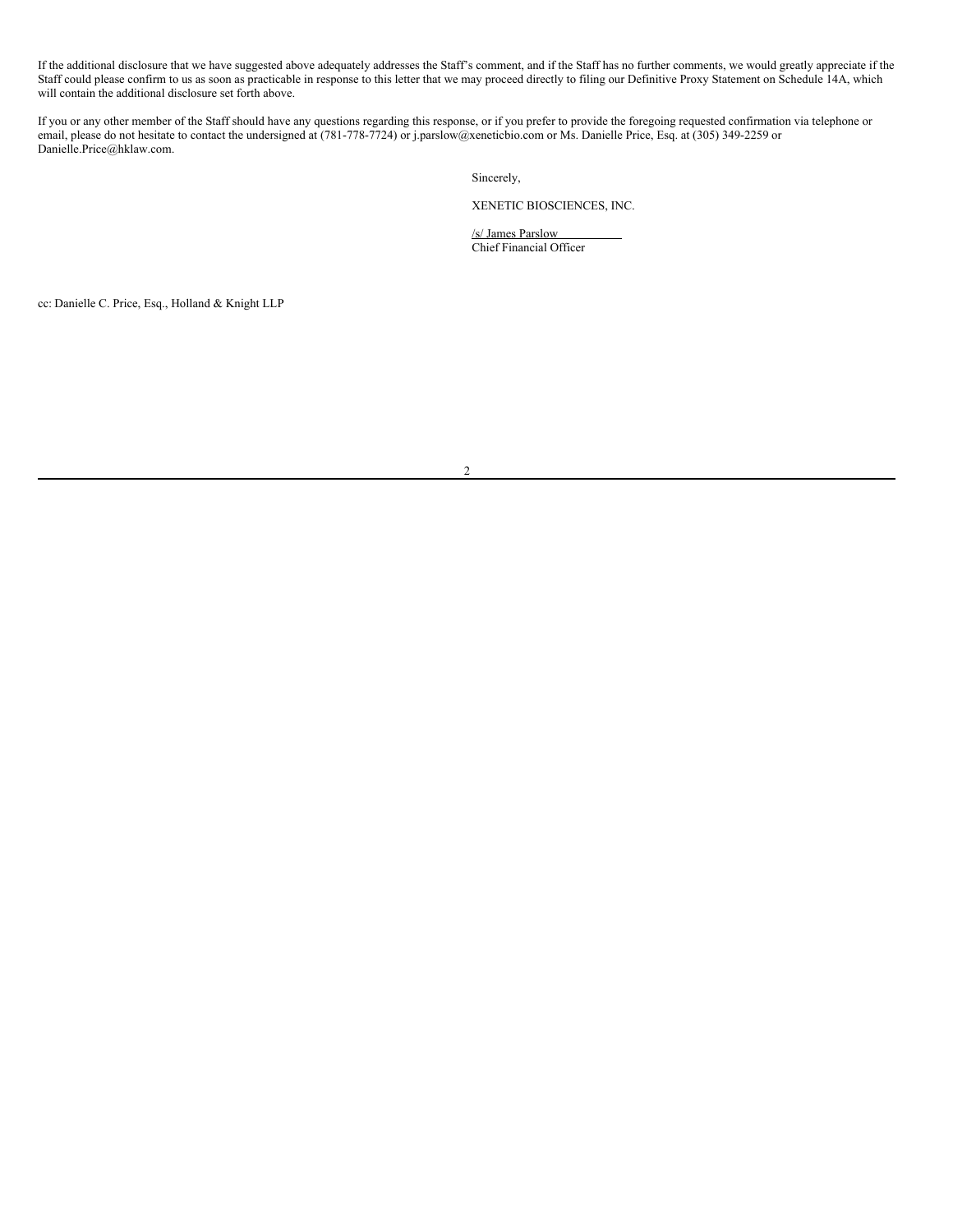If the additional disclosure that we have suggested above adequately addresses the Staff's comment, and if the Staff has no further comments, we would greatly appreciate if the Staff could please confirm to us as soon as practicable in response to this letter that we may proceed directly to filing our Definitive Proxy Statement on Schedule 14A, which will contain the additional disclosure set forth above.

If you or any other member of the Staff should have any questions regarding this response, or if you prefer to provide the foregoing requested confirmation via telephone or email, please do not hesitate to contact the undersigned at (781-778-7724) or j.parslow@xeneticbio.com or Ms. Danielle Price, Esq. at (305) 349-2259 or Danielle.Price@hklaw.com.

Sincerely,

XENETIC BIOSCIENCES, INC.

/s/ James Parslow
Chief Financial Officer

cc: Danielle C. Price, Esq., Holland & Knight LLP